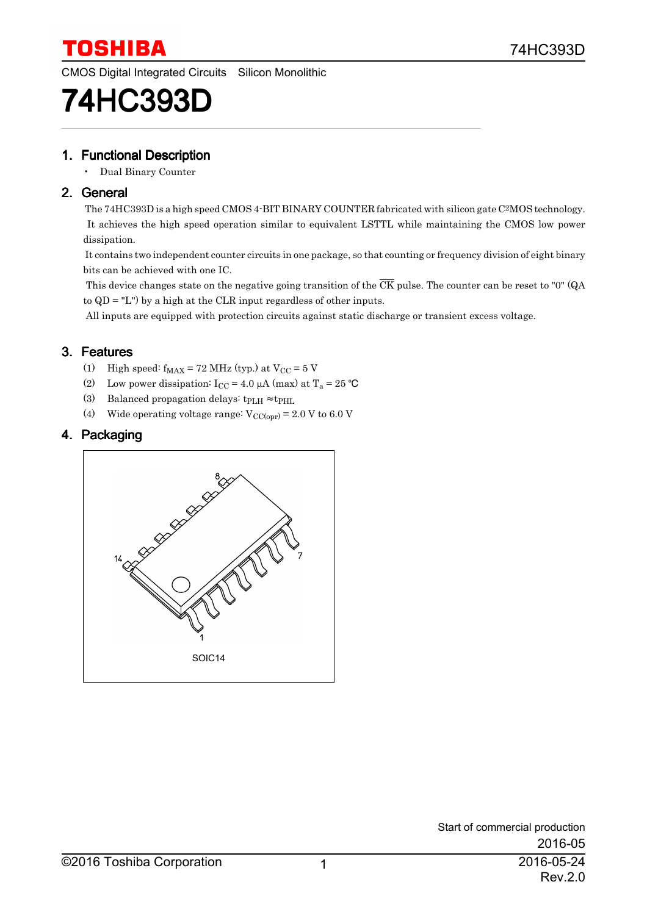CMOS Digital Integrated Circuits Silicon Monolithic

# 74HC393D

## 1. Functional Description

- Dual Binary Counter

## 2. General

The 74HC393D is a high speed CMOS 4-BIT BINARY COUNTER fabricated with silicon gate C²MOS technology.

It achieves the high speed operation similar to equivalent LSTTL while maintaining the CMOS low power dissipation.

It contains two independent counter circuits in one package, so that counting or frequency division of eight binary bits can be achieved with one IC.

This device changes state on the negative going transition of the $\overline{CK}$ pulse. The counter can be reset to "0" (QA to QD = "L") by a high at the CLR input regardless of other inputs.

All inputs are equipped with protection circuits against static discharge or transient excess voltage.

## 3. Features

(1) High speed: $f_{MAX}$ = 72 MHz (typ.) at $V_{CC}$ = 5 V

(2) Low power dissipation: $I_{CC}$ = 4.0 μA (max) at $T_a$ = 25 °C

(3) Balanced propagation delays: $t_{PLH} \approx t_{PHL}$

(4) Wide operating voltage range: $V_{CC(opr)}$ = 2.0 V to 6.0 V

## 4. Packaging

SOIC14

Start of commercial production
2016-05

2016-05-24
Rev.2.0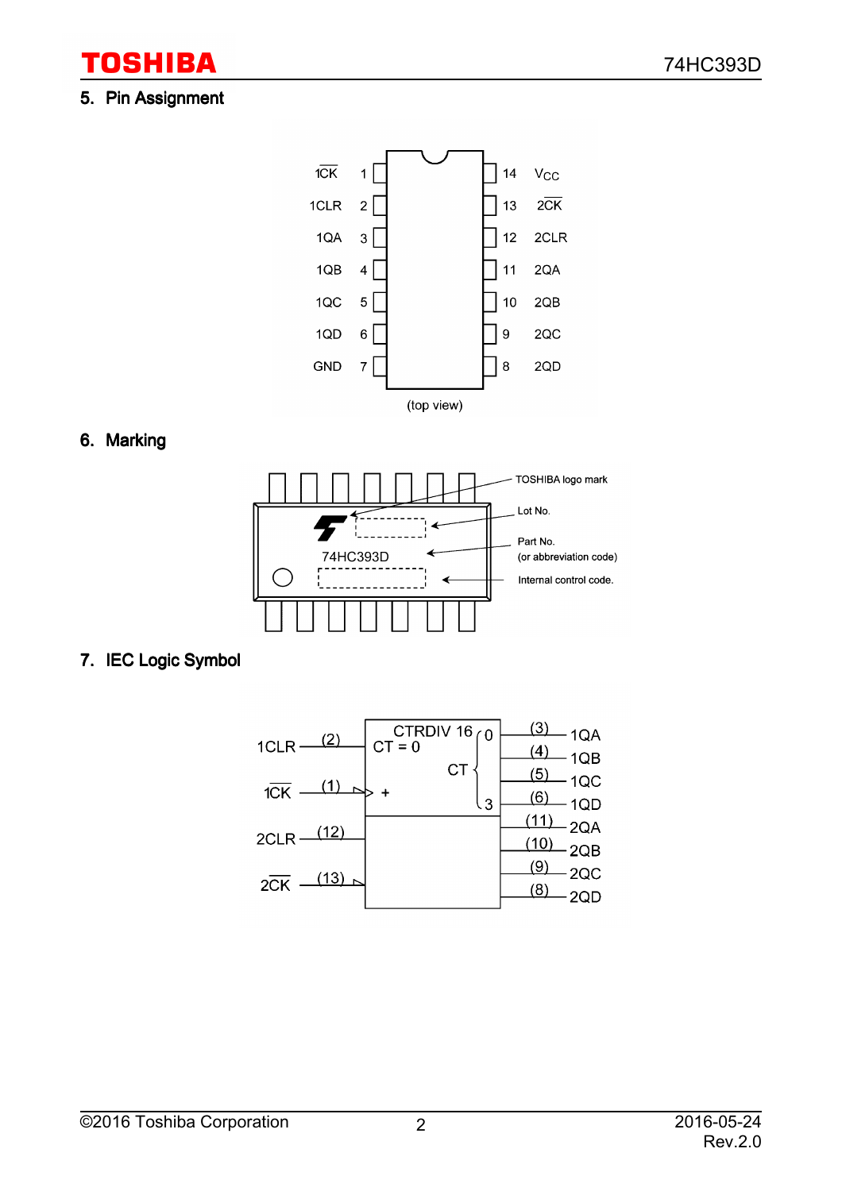## 5. Pin Assignment

| Pin name | Pin | Pin | Pin name |
|---|---|---|---|
| $\overline{1CK}$ | 1 | 14 | $V_{CC}$ |
| 1CLR | 2 | 13 | $\overline{2CK}$ |
| 1QA | 3 | 12 | 2CLR |
| 1QB | 4 | 11 | 2QA |
| 1QC | 5 | 10 | 2QB |
| 1QD | 6 | 9 | 2QC |
| GND | 7 | 8 | 2QD |

(top view)

## 6. Marking

74HC393D

TOSHIBA logo mark

Lot No.

Part No.
(or abbreviation code)

Internal control code.

## 7. IEC Logic Symbol

CTRDIV 16
CT = 0
CT
+

| Input | Pin | | Pin | Output |
|---|---|---|---|---|
| 1CLR | (2) | | (3) | 1QA |
| $\overline{1CK}$ | (1) | | (4) | 1QB |
| 2CLR | (12) | | (5) | 1QC |
| $\overline{2CK}$ | (13) | | (6) | 1QD |
| | | | (11) | 2QA |
| | | | (10) | 2QB |
| | | | (9) | 2QC |
| | | | (8) | 2QD |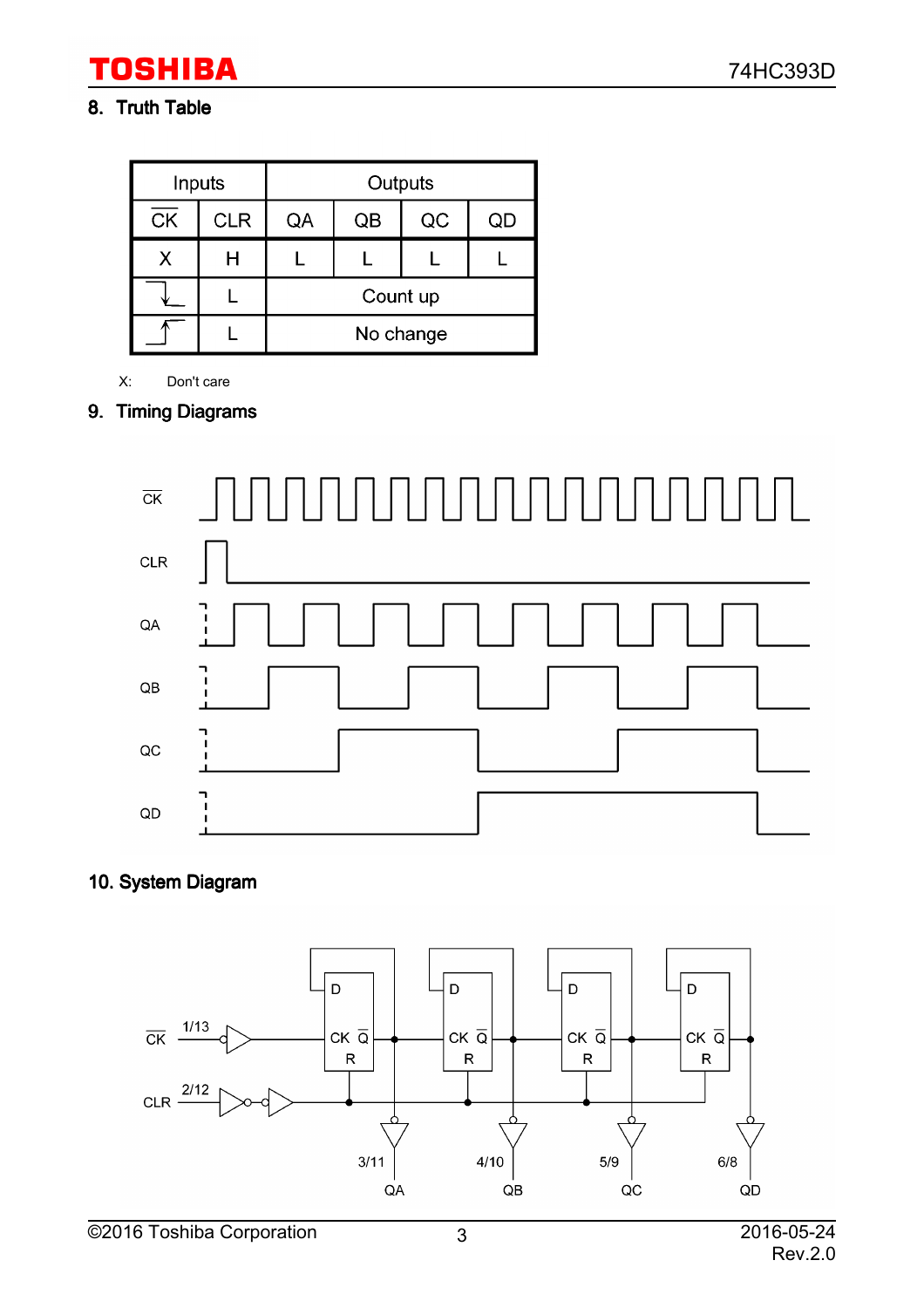## 8. Truth Table

| Inputs | | Outputs | | | |
|---|---|---|---|---|---|
| $\overline{CK}$ | CLR | QA | QB | QC | QD |
| X | H | L | L | L | L |
| ↓ | L | Count up | | | |
| ↑ | L | No change | | | |

X: Don't care

## 9. Timing Diagrams

## 10. System Diagram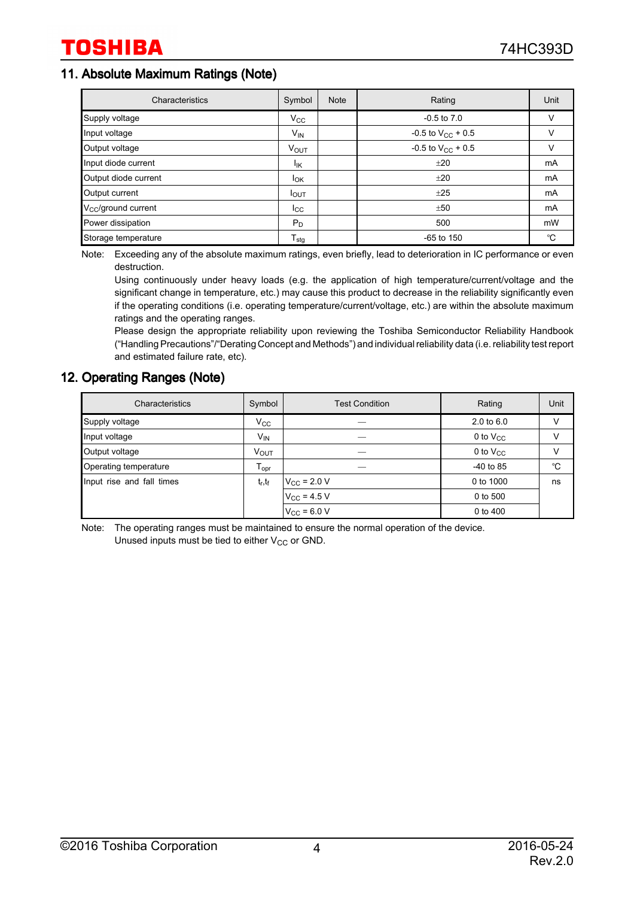## 11. Absolute Maximum Ratings (Note)

| Characteristics | Symbol | Note | Rating | Unit |
|---|---|---|---|---|
| Supply voltage | $V_{CC}$ | | -0.5 to 7.0 | V |
| Input voltage | $V_{IN}$ | | -0.5 to $V_{CC}$ + 0.5 | V |
| Output voltage | $V_{OUT}$ | | -0.5 to $V_{CC}$ + 0.5 | V |
| Input diode current | $I_{IK}$ | | ±20 | mA |
| Output diode current | $I_{OK}$ | | ±20 | mA |
| Output current | $I_{OUT}$ | | ±25 | mA |
| $V_{CC}$/ground current | $I_{CC}$ | | ±50 | mA |
| Power dissipation | $P_D$ | | 500 | mW |
| Storage temperature | $T_{stg}$ | | -65 to 150 | ℃ |

Note: Exceeding any of the absolute maximum ratings, even briefly, lead to deterioration in IC performance or even destruction.
Using continuously under heavy loads (e.g. the application of high temperature/current/voltage and the significant change in temperature, etc.) may cause this product to decrease in the reliability significantly even if the operating conditions (i.e. operating temperature/current/voltage, etc.) are within the absolute maximum ratings and the operating ranges.
Please design the appropriate reliability upon reviewing the Toshiba Semiconductor Reliability Handbook ("Handling Precautions"/"Derating Concept and Methods") and individual reliability data (i.e. reliability test report and estimated failure rate, etc).

## 12. Operating Ranges (Note)

| Characteristics | Symbol | Test Condition | Rating | Unit |
|---|---|---|---|---|
| Supply voltage | $V_{CC}$ | — | 2.0 to 6.0 | V |
| Input voltage | $V_{IN}$ | — | 0 to $V_{CC}$ | V |
| Output voltage | $V_{OUT}$ | — | 0 to $V_{CC}$ | V |
| Operating temperature | $T_{opr}$ | — | -40 to 85 | ℃ |
| Input rise and fall times | $t_r$,$t_f$ | $V_{CC}$ = 2.0 V | 0 to 1000 | ns |
| | | $V_{CC}$ = 4.5 V | 0 to 500 | |
| | | $V_{CC}$ = 6.0 V | 0 to 400 | |

Note: The operating ranges must be maintained to ensure the normal operation of the device.
Unused inputs must be tied to either $V_{CC}$ or GND.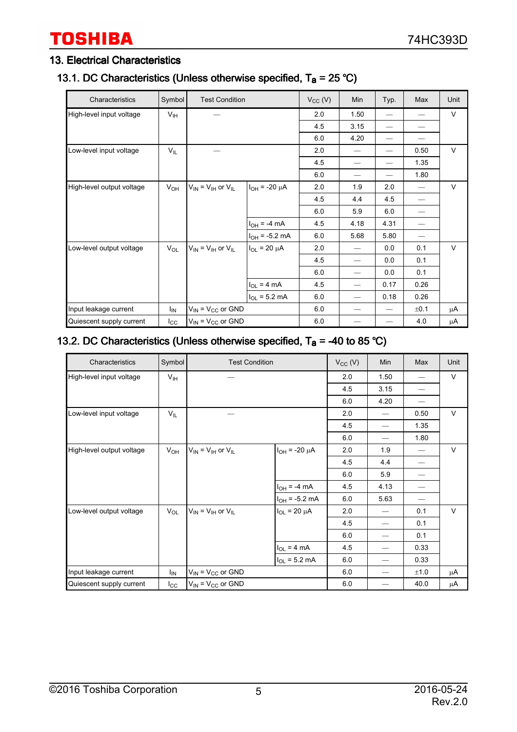## 13. Electrical Characteristics

### 13.1. DC Characteristics (Unless otherwise specified, $T_a$ = 25 °C)

| Characteristics | Symbol | Test Condition | | $V_{CC}$ (V) | Min | Typ. | Max | Unit |
|---|---|---|---|---|---|---|---|---|
| High-level input voltage | $V_{IH}$ | — | | 2.0 | 1.50 | — | — | V |
| | | | | 4.5 | 3.15 | — | — | |
| | | | | 6.0 | 4.20 | — | — | |
| Low-level input voltage | $V_{IL}$ | — | | 2.0 | — | — | 0.50 | V |
| | | | | 4.5 | — | — | 1.35 | |
| | | | | 6.0 | — | — | 1.80 | |
| High-level output voltage | $V_{OH}$ | $V_{IN} = V_{IH}$ or $V_{IL}$ | $I_{OH}$ = -20 μA | 2.0 | 1.9 | 2.0 | — | V |
| | | | | 4.5 | 4.4 | 4.5 | — | |
| | | | | 6.0 | 5.9 | 6.0 | — | |
| | | | $I_{OH}$ = -4 mA | 4.5 | 4.18 | 4.31 | — | |
| | | | $I_{OH}$ = -5.2 mA | 6.0 | 5.68 | 5.80 | — | |
| Low-level output voltage | $V_{OL}$ | $V_{IN} = V_{IH}$ or $V_{IL}$ | $I_{OL}$ = 20 μA | 2.0 | — | 0.0 | 0.1 | V |
| | | | | 4.5 | — | 0.0 | 0.1 | |
| | | | | 6.0 | — | 0.0 | 0.1 | |
| | | | $I_{OL}$ = 4 mA | 4.5 | — | 0.17 | 0.26 | |
| | | | $I_{OL}$ = 5.2 mA | 6.0 | — | 0.18 | 0.26 | |
| Input leakage current | $I_{IN}$ | $V_{IN} = V_{CC}$ or GND | | 6.0 | — | — | ±0.1 | μA |
| Quiescent supply current | $I_{CC}$ | $V_{IN} = V_{CC}$ or GND | | 6.0 | — | — | 4.0 | μA |

### 13.2. DC Characteristics (Unless otherwise specified, $T_a$ = -40 to 85 °C)

| Characteristics | Symbol | Test Condition | | $V_{CC}$ (V) | Min | Max | Unit |
|---|---|---|---|---|---|---|---|
| High-level input voltage | $V_{IH}$ | — | | 2.0 | 1.50 | — | V |
| | | | | 4.5 | 3.15 | — | |
| | | | | 6.0 | 4.20 | — | |
| Low-level input voltage | $V_{IL}$ | — | | 2.0 | — | 0.50 | V |
| | | | | 4.5 | — | 1.35 | |
| | | | | 6.0 | — | 1.80 | |
| High-level output voltage | $V_{OH}$ | $V_{IN} = V_{IH}$ or $V_{IL}$ | $I_{OH}$ = -20 μA | 2.0 | 1.9 | — | V |
| | | | | 4.5 | 4.4 | — | |
| | | | | 6.0 | 5.9 | — | |
| | | | $I_{OH}$ = -4 mA | 4.5 | 4.13 | — | |
| | | | $I_{OH}$ = -5.2 mA | 6.0 | 5.63 | — | |
| Low-level output voltage | $V_{OL}$ | $V_{IN} = V_{IH}$ or $V_{IL}$ | $I_{OL}$ = 20 μA | 2.0 | — | 0.1 | V |
| | | | | 4.5 | — | 0.1 | |
| | | | | 6.0 | — | 0.1 | |
| | | | $I_{OL}$ = 4 mA | 4.5 | — | 0.33 | |
| | | | $I_{OL}$ = 5.2 mA | 6.0 | — | 0.33 | |
| Input leakage current | $I_{IN}$ | $V_{IN} = V_{CC}$ or GND | | 6.0 | — | ±1.0 | μA |
| Quiescent supply current | $I_{CC}$ | $V_{IN} = V_{CC}$ or GND | | 6.0 | — | 40.0 | μA |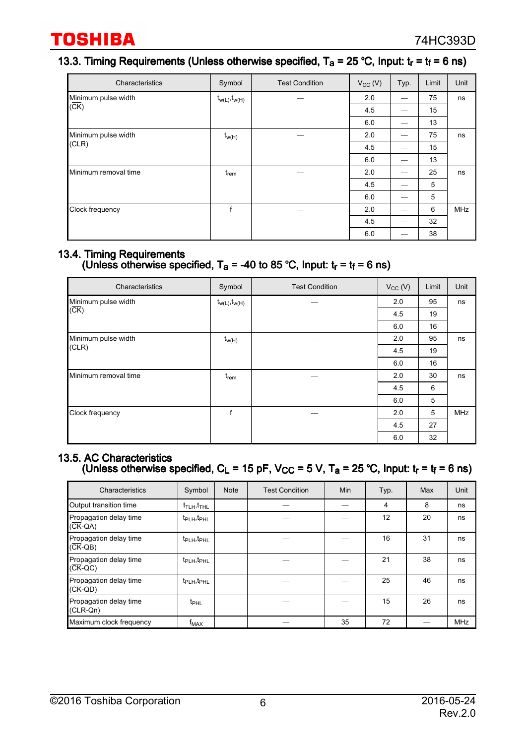### 13.3. Timing Requirements (Unless otherwise specified, $T_a$ = 25 °C, Input: $t_r$ = $t_f$ = 6 ns)

| Characteristics | Symbol | Test Condition | $V_{CC}$ (V) | Typ. | Limit | Unit |
|---|---|---|---|---|---|---|
| Minimum pulse width ($\overline{CK}$) | $t_{w(L)}, t_{w(H)}$ | — | 2.0 | — | 75 | ns |
| | | | 4.5 | — | 15 | |
| | | | 6.0 | — | 13 | |
| Minimum pulse width (CLR) | $t_{w(H)}$ | — | 2.0 | — | 75 | ns |
| | | | 4.5 | — | 15 | |
| | | | 6.0 | — | 13 | |
| Minimum removal time | $t_{rem}$ | — | 2.0 | — | 25 | ns |
| | | | 4.5 | — | 5 | |
| | | | 6.0 | — | 5 | |
| Clock frequency | f | — | 2.0 | — | 6 | MHz |
| | | | 4.5 | — | 32 | |
| | | | 6.0 | — | 38 | |

### 13.4. Timing Requirements (Unless otherwise specified, $T_a$ = -40 to 85 °C, Input: $t_r$ = $t_f$ = 6 ns)

| Characteristics | Symbol | Test Condition | $V_{CC}$ (V) | Limit | Unit |
|---|---|---|---|---|---|
| Minimum pulse width ($\overline{CK}$) | $t_{w(L)}, t_{w(H)}$ | — | 2.0 | 95 | ns |
| | | | 4.5 | 19 | |
| | | | 6.0 | 16 | |
| Minimum pulse width (CLR) | $t_{w(H)}$ | — | 2.0 | 95 | ns |
| | | | 4.5 | 19 | |
| | | | 6.0 | 16 | |
| Minimum removal time | $t_{rem}$ | — | 2.0 | 30 | ns |
| | | | 4.5 | 6 | |
| | | | 6.0 | 5 | |
| Clock frequency | f | — | 2.0 | 5 | MHz |
| | | | 4.5 | 27 | |
| | | | 6.0 | 32 | |

### 13.5. AC Characteristics (Unless otherwise specified, $C_L$ = 15 pF, $V_{CC}$ = 5 V, $T_a$ = 25 °C, Input: $t_r$ = $t_f$ = 6 ns)

| Characteristics | Symbol | Note | Test Condition | Min | Typ. | Max | Unit |
|---|---|---|---|---|---|---|---|
| Output transition time | $t_{TLH}, t_{THL}$ | | — | — | 4 | 8 | ns |
| Propagation delay time ($\overline{CK}$-QA) | $t_{PLH}, t_{PHL}$ | | — | — | 12 | 20 | ns |
| Propagation delay time ($\overline{CK}$-QB) | $t_{PLH}, t_{PHL}$ | | — | — | 16 | 31 | ns |
| Propagation delay time ($\overline{CK}$-QC) | $t_{PLH}, t_{PHL}$ | | — | — | 21 | 38 | ns |
| Propagation delay time ($\overline{CK}$-QD) | $t_{PLH}, t_{PHL}$ | | — | — | 25 | 46 | ns |
| Propagation delay time (CLR-Qn) | $t_{PHL}$ | | — | — | 15 | 26 | ns |
| Maximum clock frequency | $f_{MAX}$ | | — | 35 | 72 | — | MHz |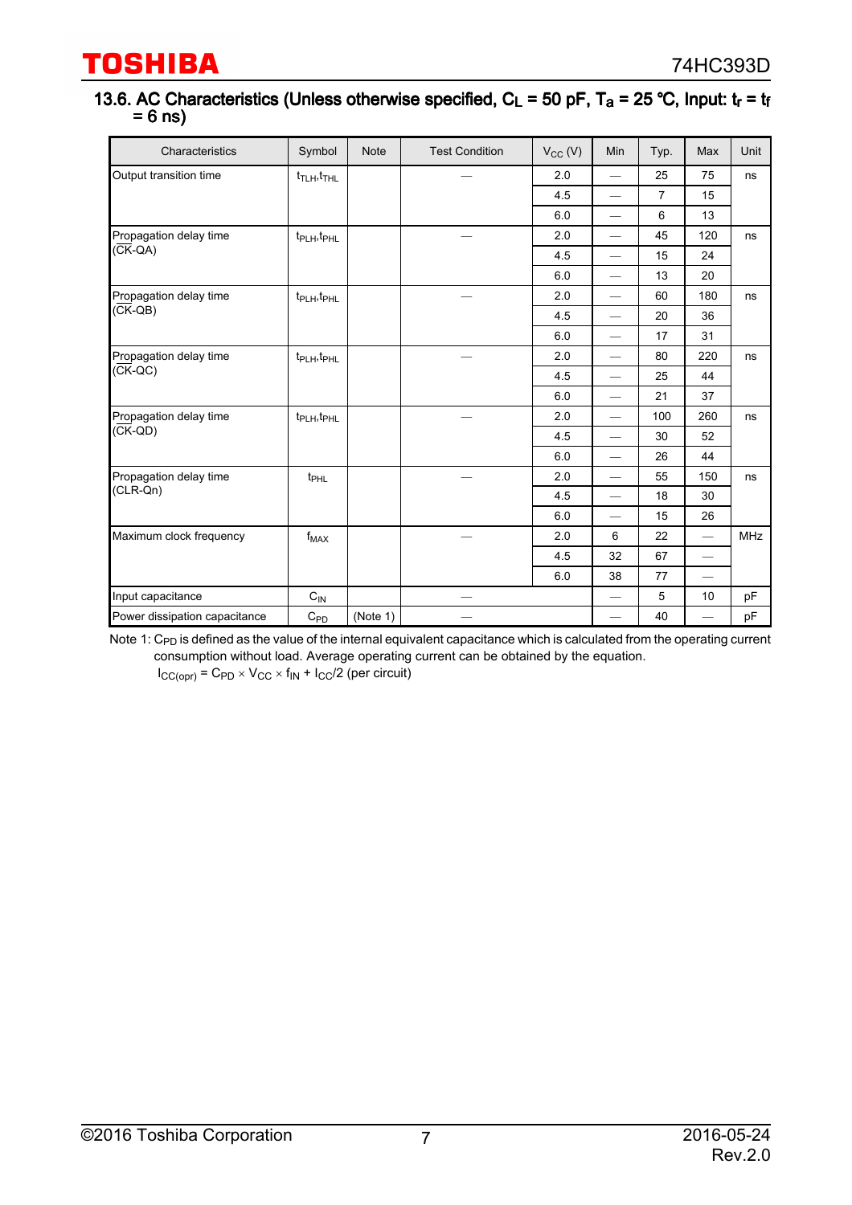## 13.6. AC Characteristics (Unless otherwise specified, $C_L$ = 50 pF, $T_a$ = 25 °C, Input: $t_r$ = $t_f$ = 6 ns)

| Characteristics | Symbol | Note | Test Condition | $V_{CC}$ (V) | Min | Typ. | Max | Unit |
|---|---|---|---|---|---|---|---|---|
| Output transition time | $t_{TLH}$,$t_{THL}$ | | — | 2.0 | — | 25 | 75 | ns |
| | | | | 4.5 | — | 7 | 15 | |
| | | | | 6.0 | — | 6 | 13 | |
| Propagation delay time ($\overline{CK}$-QA) | $t_{PLH}$,$t_{PHL}$ | | — | 2.0 | — | 45 | 120 | ns |
| | | | | 4.5 | — | 15 | 24 | |
| | | | | 6.0 | — | 13 | 20 | |
| Propagation delay time ($\overline{CK}$-QB) | $t_{PLH}$,$t_{PHL}$ | | — | 2.0 | — | 60 | 180 | ns |
| | | | | 4.5 | — | 20 | 36 | |
| | | | | 6.0 | — | 17 | 31 | |
| Propagation delay time ($\overline{CK}$-QC) | $t_{PLH}$,$t_{PHL}$ | | — | 2.0 | — | 80 | 220 | ns |
| | | | | 4.5 | — | 25 | 44 | |
| | | | | 6.0 | — | 21 | 37 | |
| Propagation delay time ($\overline{CK}$-QD) | $t_{PLH}$,$t_{PHL}$ | | — | 2.0 | — | 100 | 260 | ns |
| | | | | 4.5 | — | 30 | 52 | |
| | | | | 6.0 | — | 26 | 44 | |
| Propagation delay time (CLR-Qn) | $t_{PHL}$ | | — | 2.0 | — | 55 | 150 | ns |
| | | | | 4.5 | — | 18 | 30 | |
| | | | | 6.0 | — | 15 | 26 | |
| Maximum clock frequency | $f_{MAX}$ | | — | 2.0 | 6 | 22 | — | MHz |
| | | | | 4.5 | 32 | 67 | — | |
| | | | | 6.0 | 38 | 77 | — | |
| Input capacitance | $C_{IN}$ | | — | | — | 5 | 10 | pF |
| Power dissipation capacitance | $C_{PD}$ | (Note 1) | — | | — | 40 | — | pF |

Note 1: $C_{PD}$ is defined as the value of the internal equivalent capacitance which is calculated from the operating current consumption without load. Average operating current can be obtained by the equation.

$I_{CC(opr)} = C_{PD} \times V_{CC} \times f_{IN} + I_{CC}/2$ (per circuit)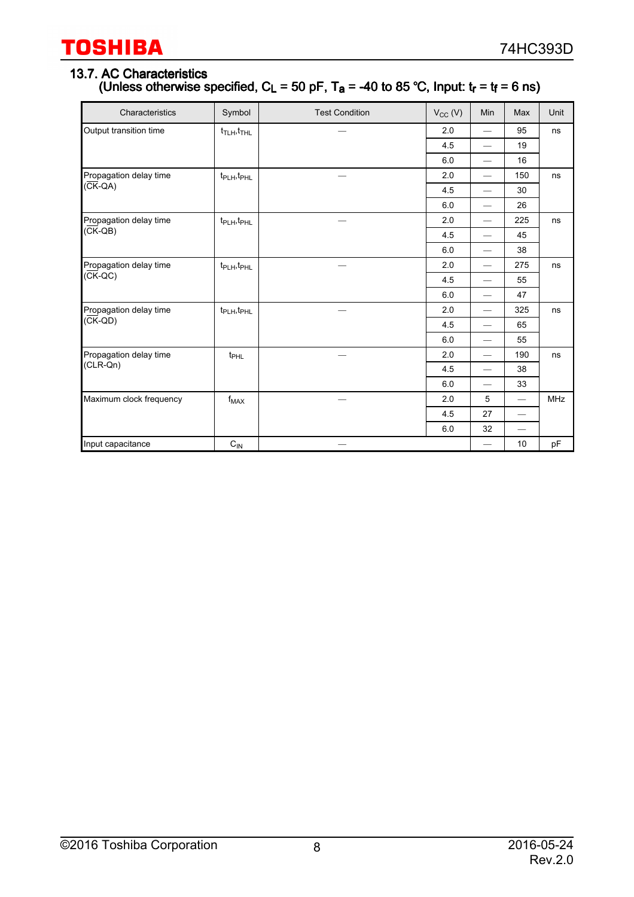### 13.7. AC Characteristics

(Unless otherwise specified, $C_L$ = 50 pF, $T_a$ = -40 to 85 °C, Input: $t_r$ = $t_f$ = 6 ns)

| Characteristics | Symbol | Test Condition | $V_{CC}$ (V) | Min | Max | Unit |
|---|---|---|---|---|---|---|
| Output transition time | $t_{TLH}$,$t_{THL}$ | — | 2.0 | — | 95 | ns |
| | | | 4.5 | — | 19 | |
| | | | 6.0 | — | 16 | |
| Propagation delay time ($\overline{CK}$-QA) | $t_{PLH}$,$t_{PHL}$ | — | 2.0 | — | 150 | ns |
| | | | 4.5 | — | 30 | |
| | | | 6.0 | — | 26 | |
| Propagation delay time ($\overline{CK}$-QB) | $t_{PLH}$,$t_{PHL}$ | — | 2.0 | — | 225 | ns |
| | | | 4.5 | — | 45 | |
| | | | 6.0 | — | 38 | |
| Propagation delay time ($\overline{CK}$-QC) | $t_{PLH}$,$t_{PHL}$ | — | 2.0 | — | 275 | ns |
| | | | 4.5 | — | 55 | |
| | | | 6.0 | — | 47 | |
| Propagation delay time ($\overline{CK}$-QD) | $t_{PLH}$,$t_{PHL}$ | — | 2.0 | — | 325 | ns |
| | | | 4.5 | — | 65 | |
| | | | 6.0 | — | 55 | |
| Propagation delay time (CLR-Qn) | $t_{PHL}$ | — | 2.0 | — | 190 | ns |
| | | | 4.5 | — | 38 | |
| | | | 6.0 | — | 33 | |
| Maximum clock frequency | $f_{MAX}$ | — | 2.0 | 5 | — | MHz |
| | | | 4.5 | 27 | — | |
| | | | 6.0 | 32 | — | |
| Input capacitance | $C_{IN}$ | — | | — | 10 | pF |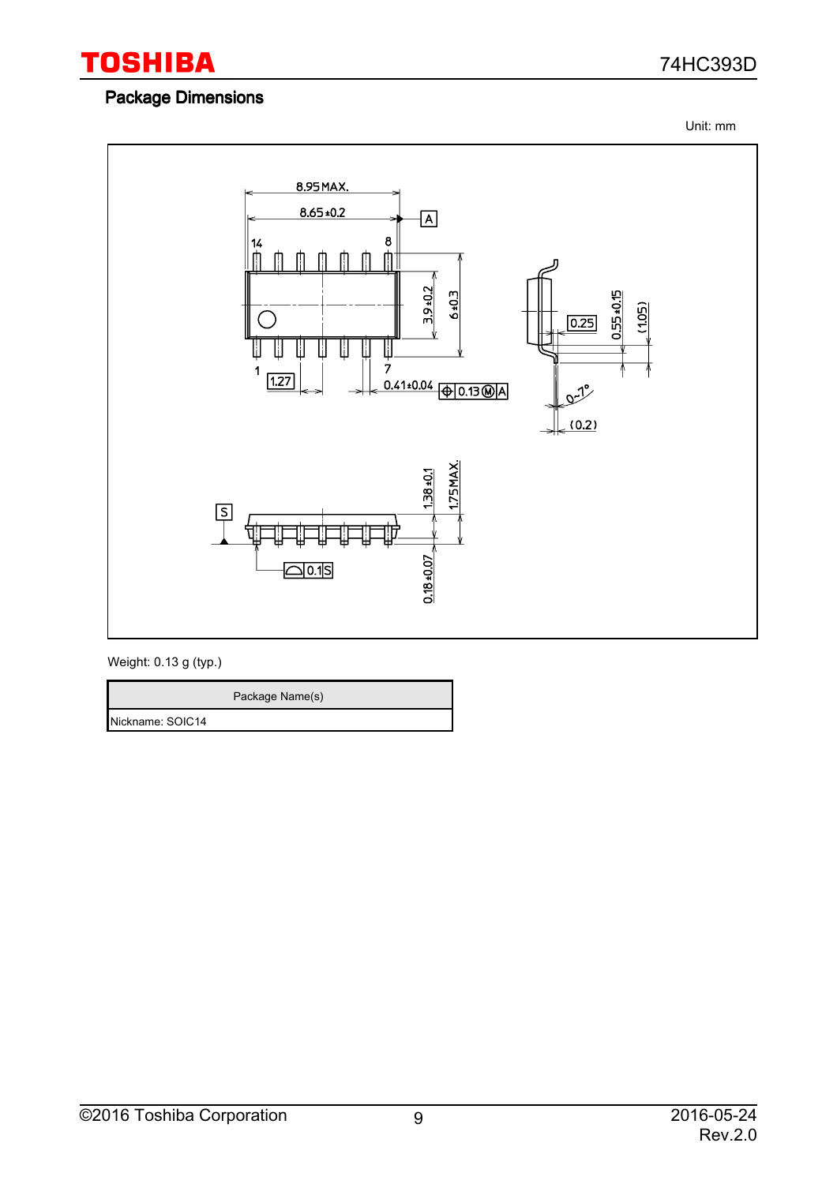## Package Dimensions

Unit: mm

Weight: 0.13 g (typ.)

| Package Name(s) |
| --- |
| Nickname: SOIC14 |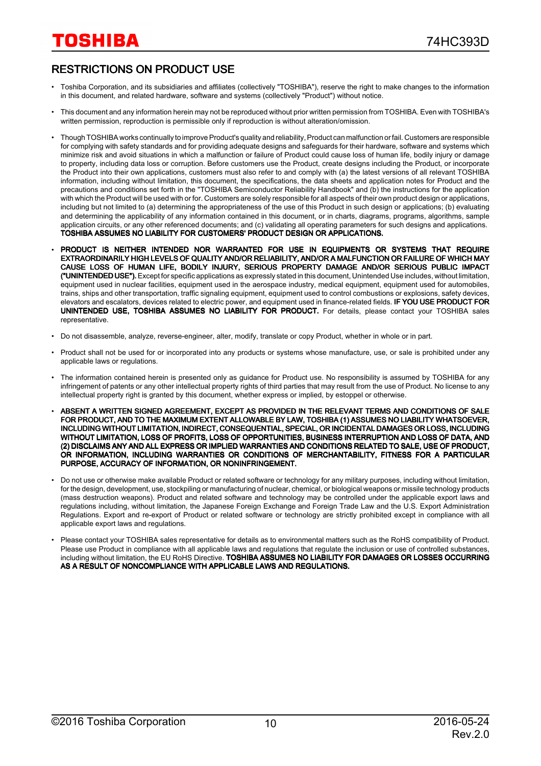## RESTRICTIONS ON PRODUCT USE

- Toshiba Corporation, and its subsidiaries and affiliates (collectively "TOSHIBA"), reserve the right to make changes to the information in this document, and related hardware, software and systems (collectively "Product") without notice.
- This document and any information herein may not be reproduced without prior written permission from TOSHIBA. Even with TOSHIBA's written permission, reproduction is permissible only if reproduction is without alteration/omission.
- Though TOSHIBA works continually to improve Product's quality and reliability, Product can malfunction or fail. Customers are responsible for complying with safety standards and for providing adequate designs and safeguards for their hardware, software and systems which minimize risk and avoid situations in which a malfunction or failure of Product could cause loss of human life, bodily injury or damage to property, including data loss or corruption. Before customers use the Product, create designs including the Product, or incorporate the Product into their own applications, customers must also refer to and comply with (a) the latest versions of all relevant TOSHIBA information, including without limitation, this document, the specifications, the data sheets and application notes for Product and the precautions and conditions set forth in the "TOSHIBA Semiconductor Reliability Handbook" and (b) the instructions for the application with which the Product will be used with or for. Customers are solely responsible for all aspects of their own product design or applications, including but not limited to (a) determining the appropriateness of the use of this Product in such design or applications; (b) evaluating and determining the applicability of any information contained in this document, or in charts, diagrams, programs, algorithms, sample application circuits, or any other referenced documents; and (c) validating all operating parameters for such designs and applications. **TOSHIBA ASSUMES NO LIABILITY FOR CUSTOMERS' PRODUCT DESIGN OR APPLICATIONS.**
- **PRODUCT IS NEITHER INTENDED NOR WARRANTED FOR USE IN EQUIPMENTS OR SYSTEMS THAT REQUIRE EXTRAORDINARILY HIGH LEVELS OF QUALITY AND/OR RELIABILITY, AND/OR A MALFUNCTION OR FAILURE OF WHICH MAY CAUSE LOSS OF HUMAN LIFE, BODILY INJURY, SERIOUS PROPERTY DAMAGE AND/OR SERIOUS PUBLIC IMPACT ("UNINTENDED USE").** Except for specific applications as expressly stated in this document, Unintended Use includes, without limitation, equipment used in nuclear facilities, equipment used in the aerospace industry, medical equipment, equipment used for automobiles, trains, ships and other transportation, traffic signaling equipment, equipment used to control combustions or explosions, safety devices, elevators and escalators, devices related to electric power, and equipment used in finance-related fields. **IF YOU USE PRODUCT FOR UNINTENDED USE, TOSHIBA ASSUMES NO LIABILITY FOR PRODUCT.** For details, please contact your TOSHIBA sales representative.
- Do not disassemble, analyze, reverse-engineer, alter, modify, translate or copy Product, whether in whole or in part.
- Product shall not be used for or incorporated into any products or systems whose manufacture, use, or sale is prohibited under any applicable laws or regulations.
- The information contained herein is presented only as guidance for Product use. No responsibility is assumed by TOSHIBA for any infringement of patents or any other intellectual property rights of third parties that may result from the use of Product. No license to any intellectual property right is granted by this document, whether express or implied, by estoppel or otherwise.
- **ABSENT A WRITTEN SIGNED AGREEMENT, EXCEPT AS PROVIDED IN THE RELEVANT TERMS AND CONDITIONS OF SALE FOR PRODUCT, AND TO THE MAXIMUM EXTENT ALLOWABLE BY LAW, TOSHIBA (1) ASSUMES NO LIABILITY WHATSOEVER, INCLUDING WITHOUT LIMITATION, INDIRECT, CONSEQUENTIAL, SPECIAL, OR INCIDENTAL DAMAGES OR LOSS, INCLUDING WITHOUT LIMITATION, LOSS OF PROFITS, LOSS OF OPPORTUNITIES, BUSINESS INTERRUPTION AND LOSS OF DATA, AND (2) DISCLAIMS ANY AND ALL EXPRESS OR IMPLIED WARRANTIES AND CONDITIONS RELATED TO SALE, USE OF PRODUCT, OR INFORMATION, INCLUDING WARRANTIES OR CONDITIONS OF MERCHANTABILITY, FITNESS FOR A PARTICULAR PURPOSE, ACCURACY OF INFORMATION, OR NONINFRINGEMENT.**
- Do not use or otherwise make available Product or related software or technology for any military purposes, including without limitation, for the design, development, use, stockpiling or manufacturing of nuclear, chemical, or biological weapons or missile technology products (mass destruction weapons). Product and related software and technology may be controlled under the applicable export laws and regulations including, without limitation, the Japanese Foreign Exchange and Foreign Trade Law and the U.S. Export Administration Regulations. Export and re-export of Product or related software or technology are strictly prohibited except in compliance with all applicable export laws and regulations.
- Please contact your TOSHIBA sales representative for details as to environmental matters such as the RoHS compatibility of Product. Please use Product in compliance with all applicable laws and regulations that regulate the inclusion or use of controlled substances, including without limitation, the EU RoHS Directive. **TOSHIBA ASSUMES NO LIABILITY FOR DAMAGES OR LOSSES OCCURRING AS A RESULT OF NONCOMPLIANCE WITH APPLICABLE LAWS AND REGULATIONS.**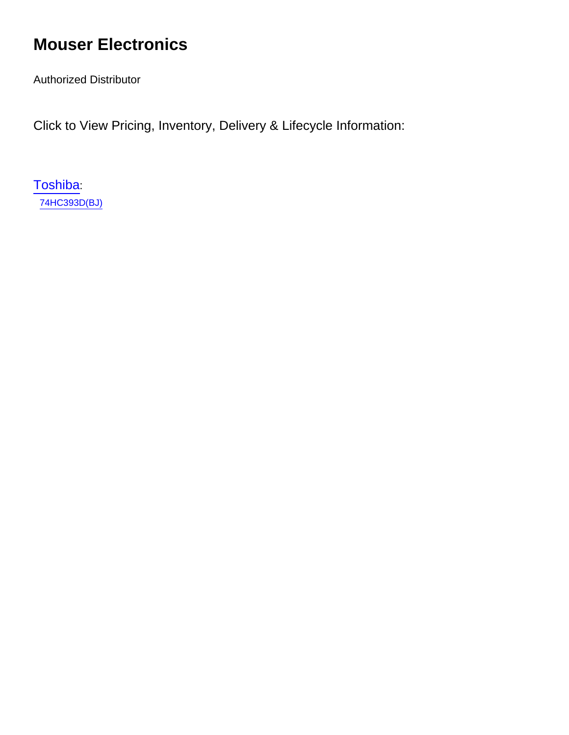# Mouser Electronics

Authorized Distributor

Click to View Pricing, Inventory, Delivery & Lifecycle Information:

Toshiba:

74HC393D(BJ)